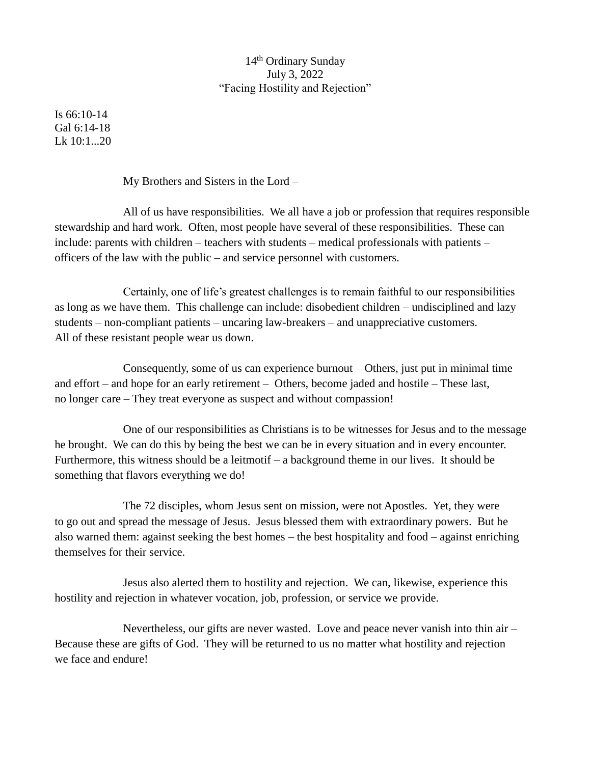14th Ordinary Sunday
July 3, 2022
"Facing Hostility and Rejection"

Is 66:10-14
Gal 6:14-18
Lk 10:1...20

My Brothers and Sisters in the Lord –

All of us have responsibilities. We all have a job or profession that requires responsible stewardship and hard work. Often, most people have several of these responsibilities. These can include: parents with children – teachers with students – medical professionals with patients – officers of the law with the public – and service personnel with customers.

Certainly, one of life's greatest challenges is to remain faithful to our responsibilities as long as we have them. This challenge can include: disobedient children – undisciplined and lazy students – non-compliant patients – uncaring law-breakers – and unappreciative customers. All of these resistant people wear us down.

Consequently, some of us can experience burnout – Others, just put in minimal time and effort – and hope for an early retirement – Others, become jaded and hostile – These last, no longer care – They treat everyone as suspect and without compassion!

One of our responsibilities as Christians is to be witnesses for Jesus and to the message he brought. We can do this by being the best we can be in every situation and in every encounter. Furthermore, this witness should be a leitmotif – a background theme in our lives. It should be something that flavors everything we do!

The 72 disciples, whom Jesus sent on mission, were not Apostles. Yet, they were to go out and spread the message of Jesus. Jesus blessed them with extraordinary powers. But he also warned them: against seeking the best homes – the best hospitality and food – against enriching themselves for their service.

Jesus also alerted them to hostility and rejection. We can, likewise, experience this hostility and rejection in whatever vocation, job, profession, or service we provide.

Nevertheless, our gifts are never wasted. Love and peace never vanish into thin air – Because these are gifts of God. They will be returned to us no matter what hostility and rejection we face and endure!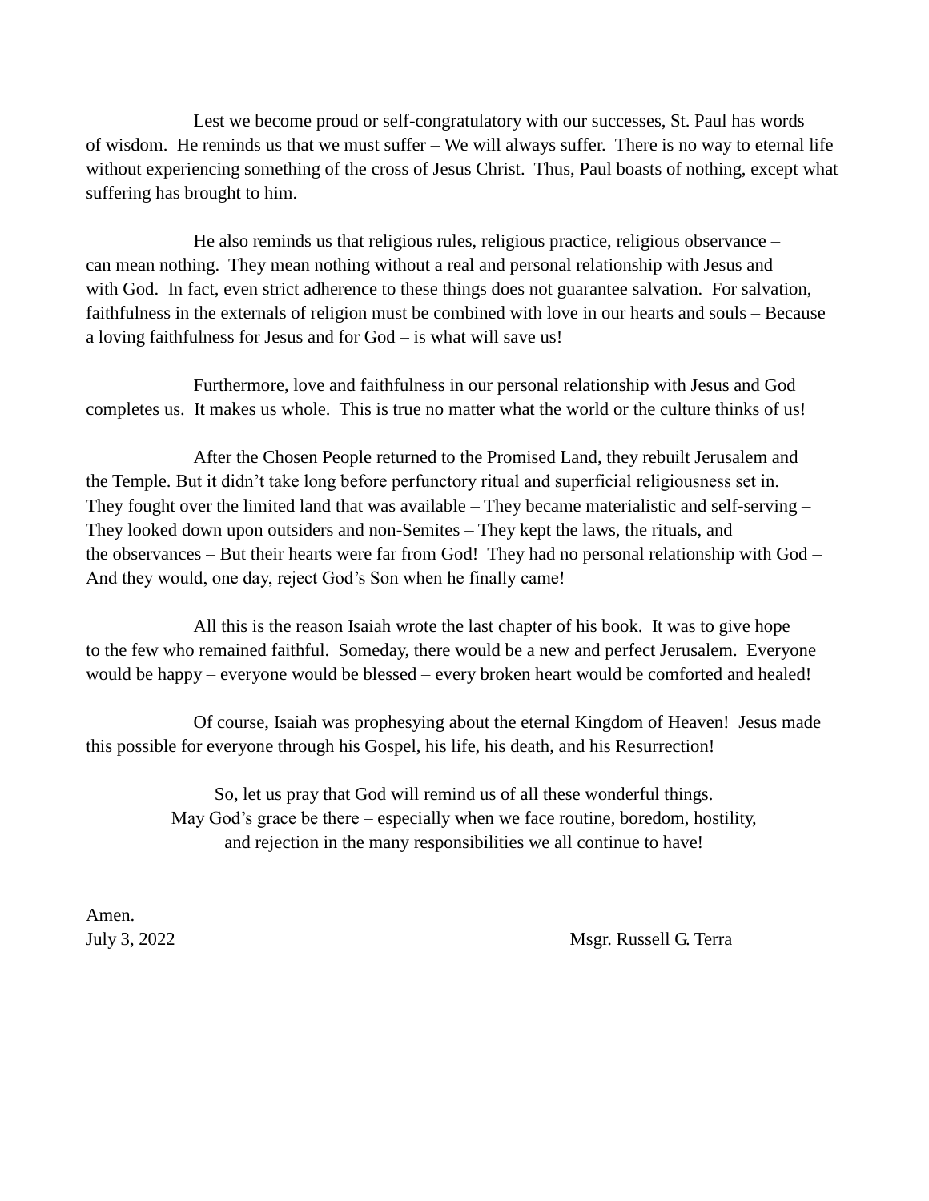Lest we become proud or self-congratulatory with our successes, St. Paul has words of wisdom. He reminds us that we must suffer – We will always suffer. There is no way to eternal life without experiencing something of the cross of Jesus Christ. Thus, Paul boasts of nothing, except what suffering has brought to him.

He also reminds us that religious rules, religious practice, religious observance – can mean nothing. They mean nothing without a real and personal relationship with Jesus and with God. In fact, even strict adherence to these things does not guarantee salvation. For salvation, faithfulness in the externals of religion must be combined with love in our hearts and souls – Because a loving faithfulness for Jesus and for God – is what will save us!

Furthermore, love and faithfulness in our personal relationship with Jesus and God completes us. It makes us whole. This is true no matter what the world or the culture thinks of us!

After the Chosen People returned to the Promised Land, they rebuilt Jerusalem and the Temple. But it didn't take long before perfunctory ritual and superficial religiousness set in. They fought over the limited land that was available – They became materialistic and self-serving – They looked down upon outsiders and non-Semites – They kept the laws, the rituals, and the observances – But their hearts were far from God! They had no personal relationship with God – And they would, one day, reject God's Son when he finally came!

All this is the reason Isaiah wrote the last chapter of his book. It was to give hope to the few who remained faithful. Someday, there would be a new and perfect Jerusalem. Everyone would be happy – everyone would be blessed – every broken heart would be comforted and healed!

Of course, Isaiah was prophesying about the eternal Kingdom of Heaven! Jesus made this possible for everyone through his Gospel, his life, his death, and his Resurrection!

So, let us pray that God will remind us of all these wonderful things.
May God's grace be there – especially when we face routine, boredom, hostility,
and rejection in the many responsibilities we all continue to have!

Amen.

July 3, 2022 Msgr. Russell G. Terra